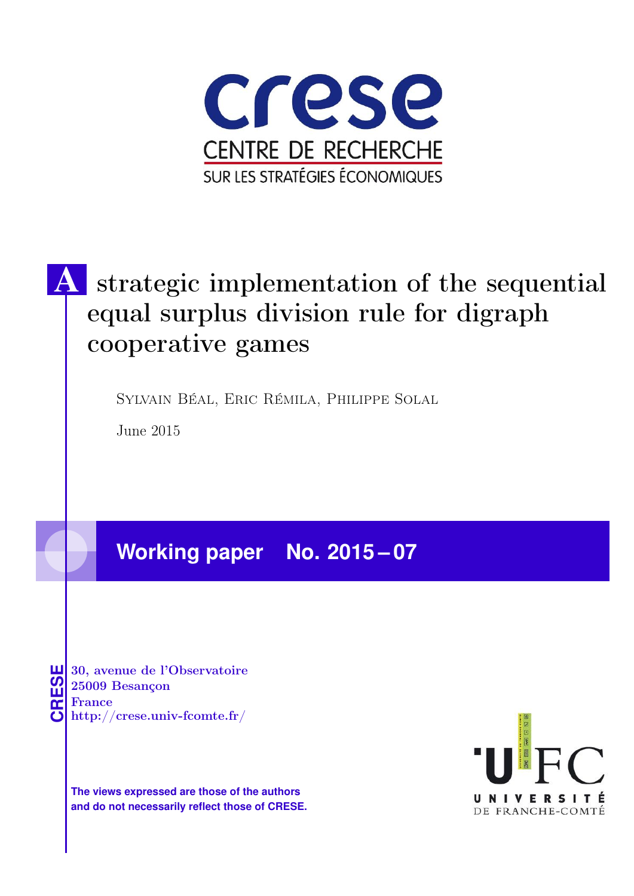crese

CENTRE DE RECHERCHE

SUR LES STRATÉGIES ÉCONOMIQUES

# A strategic implementation of the sequential equal surplus division rule for digraph cooperative games

Sylvain Béal, Eric Rémila, Philippe Solal

June 2015

## Working paper No. 2015 – 07

CRESE

30, avenue de l'Observatoire
25009 Besançon
France
http://crese.univ-fcomte.fr/

**The views expressed are those of the authors and do not necessarily reflect those of CRESE.**

UFC
UNIVERSITÉ DE FRANCHE-COMTÉ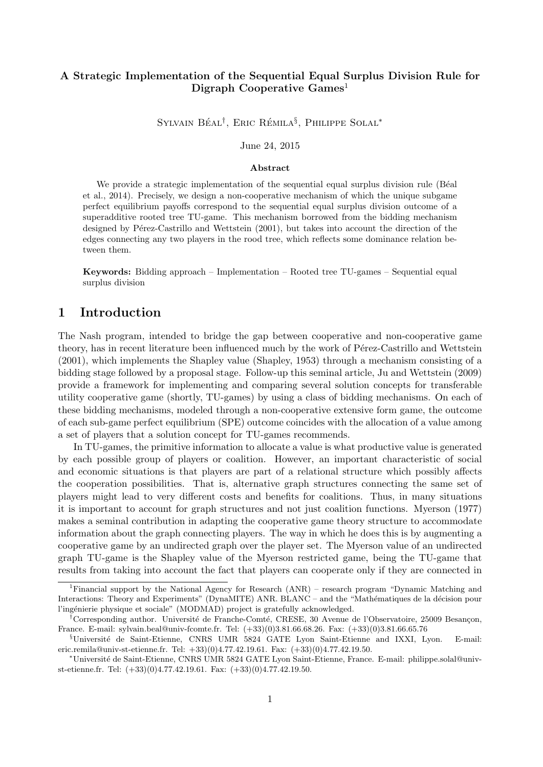**A Strategic Implementation of the Sequential Equal Surplus Division Rule for Digraph Cooperative Games**[1]

Sylvain Béal[†], Eric Rémila[§], Philippe Solal[*]

June 24, 2015

**Abstract**

We provide a strategic implementation of the sequential equal surplus division rule (Béal et al., 2014). Precisely, we design a non-cooperative mechanism of which the unique subgame perfect equilibrium payoffs correspond to the sequential equal surplus division outcome of a superadditive rooted tree TU-game. This mechanism borrowed from the bidding mechanism designed by Pérez-Castrillo and Wettstein (2001), but takes into account the direction of the edges connecting any two players in the rood tree, which reflects some dominance relation between them.

**Keywords:** Bidding approach – Implementation – Rooted tree TU-games – Sequential equal surplus division

# 1 Introduction

The Nash program, intended to bridge the gap between cooperative and non-cooperative game theory, has in recent literature been influenced much by the work of Pérez-Castrillo and Wettstein (2001), which implements the Shapley value (Shapley, 1953) through a mechanism consisting of a bidding stage followed by a proposal stage. Follow-up this seminal article, Ju and Wettstein (2009) provide a framework for implementing and comparing several solution concepts for transferable utility cooperative game (shortly, TU-games) by using a class of bidding mechanisms. On each of these bidding mechanisms, modeled through a non-cooperative extensive form game, the outcome of each sub-game perfect equilibrium (SPE) outcome coincides with the allocation of a value among a set of players that a solution concept for TU-games recommends.

In TU-games, the primitive information to allocate a value is what productive value is generated by each possible group of players or coalition. However, an important characteristic of social and economic situations is that players are part of a relational structure which possibly affects the cooperation possibilities. That is, alternative graph structures connecting the same set of players might lead to very different costs and benefits for coalitions. Thus, in many situations it is important to account for graph structures and not just coalition functions. Myerson (1977) makes a seminal contribution in adapting the cooperative game theory structure to accommodate information about the graph connecting players. The way in which he does this is by augmenting a cooperative game by an undirected graph over the player set. The Myerson value of an undirected graph TU-game is the Shapley value of the Myerson restricted game, being the TU-game that results from taking into account the fact that players can cooperate only if they are connected in

[1]Financial support by the National Agency for Research (ANR) – research program "Dynamic Matching and Interactions: Theory and Experiments" (DynaMITE) ANR. BLANC – and the "Mathématiques de la décision pour l'ingénierie physique et sociale" (MODMAD) project is gratefully acknowledged.

[†]Corresponding author. Université de Franche-Comté, CRESE, 30 Avenue de l'Observatoire, 25009 Besançon, France. E-mail: sylvain.beal@univ-fcomte.fr. Tel: (+33)(0)3.81.66.68.26. Fax: (+33)(0)3.81.66.65.76

[§]Université de Saint-Etienne, CNRS UMR 5824 GATE Lyon Saint-Etienne and IXXI, Lyon. E-mail: eric.remila@univ-st-etienne.fr. Tel: +33)(0)4.77.42.19.61. Fax: (+33)(0)4.77.42.19.50.

[*]Université de Saint-Etienne, CNRS UMR 5824 GATE Lyon Saint-Etienne, France. E-mail: philippe.solal@univ-st-etienne.fr. Tel: (+33)(0)4.77.42.19.61. Fax: (+33)(0)4.77.42.19.50.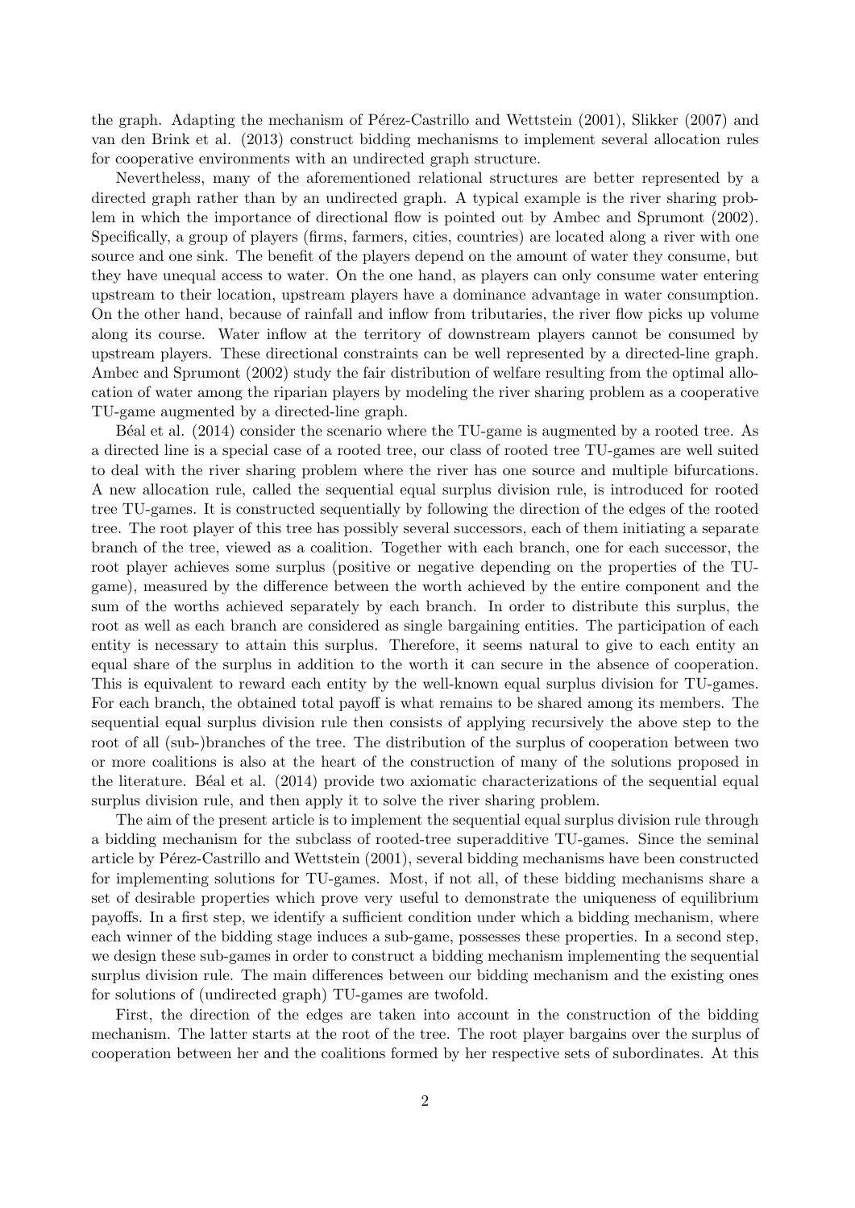the graph. Adapting the mechanism of Pérez-Castrillo and Wettstein (2001), Slikker (2007) and van den Brink et al. (2013) construct bidding mechanisms to implement several allocation rules for cooperative environments with an undirected graph structure.

Nevertheless, many of the aforementioned relational structures are better represented by a directed graph rather than by an undirected graph. A typical example is the river sharing problem in which the importance of directional flow is pointed out by Ambec and Sprumont (2002). Specifically, a group of players (firms, farmers, cities, countries) are located along a river with one source and one sink. The benefit of the players depend on the amount of water they consume, but they have unequal access to water. On the one hand, as players can only consume water entering upstream to their location, upstream players have a dominance advantage in water consumption. On the other hand, because of rainfall and inflow from tributaries, the river flow picks up volume along its course. Water inflow at the territory of downstream players cannot be consumed by upstream players. These directional constraints can be well represented by a directed-line graph. Ambec and Sprumont (2002) study the fair distribution of welfare resulting from the optimal allocation of water among the riparian players by modeling the river sharing problem as a cooperative TU-game augmented by a directed-line graph.

Béal et al. (2014) consider the scenario where the TU-game is augmented by a rooted tree. As a directed line is a special case of a rooted tree, our class of rooted tree TU-games are well suited to deal with the river sharing problem where the river has one source and multiple bifurcations. A new allocation rule, called the sequential equal surplus division rule, is introduced for rooted tree TU-games. It is constructed sequentially by following the direction of the edges of the rooted tree. The root player of this tree has possibly several successors, each of them initiating a separate branch of the tree, viewed as a coalition. Together with each branch, one for each successor, the root player achieves some surplus (positive or negative depending on the properties of the TU-game), measured by the difference between the worth achieved by the entire component and the sum of the worths achieved separately by each branch. In order to distribute this surplus, the root as well as each branch are considered as single bargaining entities. The participation of each entity is necessary to attain this surplus. Therefore, it seems natural to give to each entity an equal share of the surplus in addition to the worth it can secure in the absence of cooperation. This is equivalent to reward each entity by the well-known equal surplus division for TU-games. For each branch, the obtained total payoff is what remains to be shared among its members. The sequential equal surplus division rule then consists of applying recursively the above step to the root of all (sub-)branches of the tree. The distribution of the surplus of cooperation between two or more coalitions is also at the heart of the construction of many of the solutions proposed in the literature. Béal et al. (2014) provide two axiomatic characterizations of the sequential equal surplus division rule, and then apply it to solve the river sharing problem.

The aim of the present article is to implement the sequential equal surplus division rule through a bidding mechanism for the subclass of rooted-tree superadditive TU-games. Since the seminal article by Pérez-Castrillo and Wettstein (2001), several bidding mechanisms have been constructed for implementing solutions for TU-games. Most, if not all, of these bidding mechanisms share a set of desirable properties which prove very useful to demonstrate the uniqueness of equilibrium payoffs. In a first step, we identify a sufficient condition under which a bidding mechanism, where each winner of the bidding stage induces a sub-game, possesses these properties. In a second step, we design these sub-games in order to construct a bidding mechanism implementing the sequential surplus division rule. The main differences between our bidding mechanism and the existing ones for solutions of (undirected graph) TU-games are twofold.

First, the direction of the edges are taken into account in the construction of the bidding mechanism. The latter starts at the root of the tree. The root player bargains over the surplus of cooperation between her and the coalitions formed by her respective sets of subordinates. At this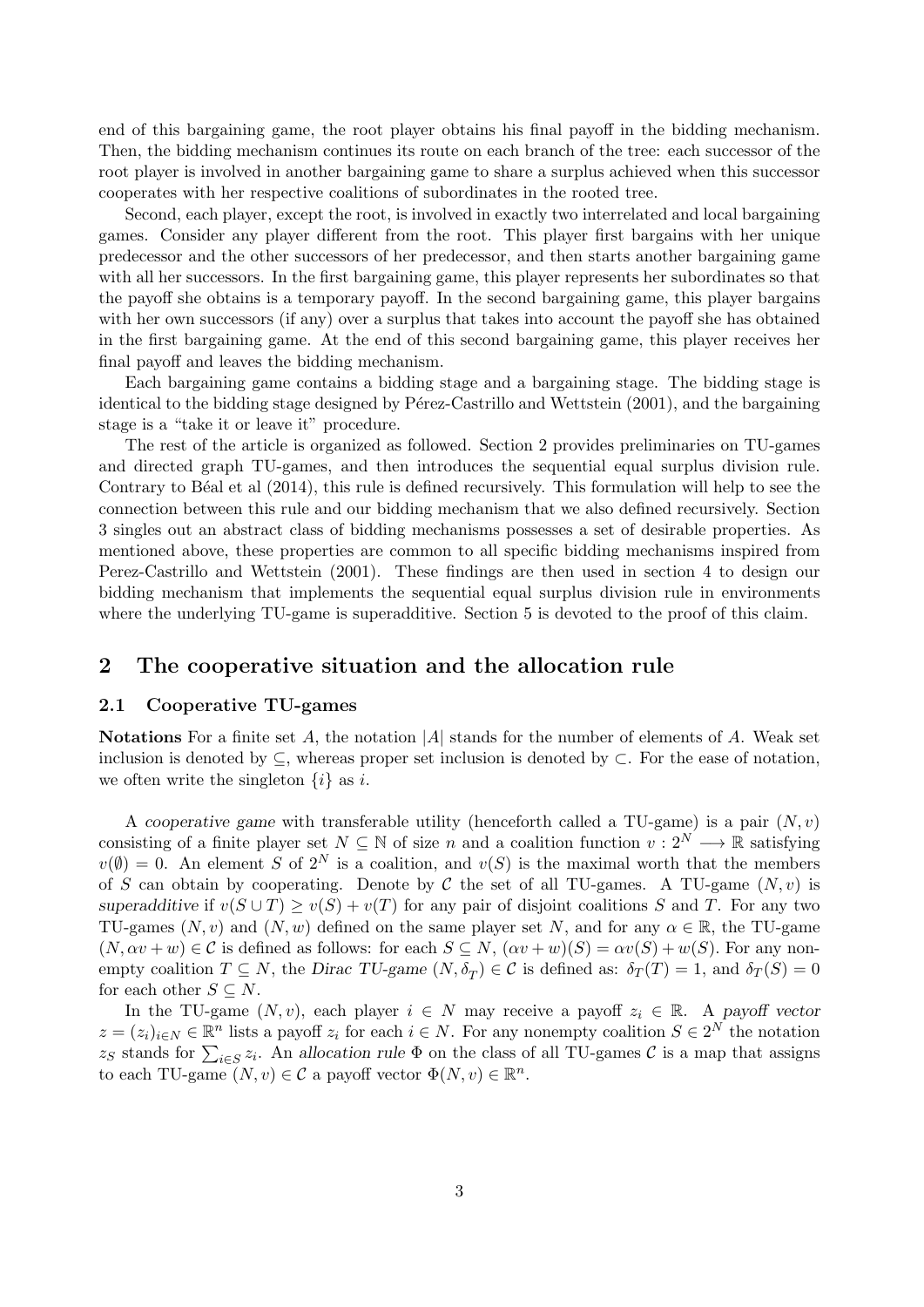end of this bargaining game, the root player obtains his final payoff in the bidding mechanism. Then, the bidding mechanism continues its route on each branch of the tree: each successor of the root player is involved in another bargaining game to share a surplus achieved when this successor cooperates with her respective coalitions of subordinates in the rooted tree.

Second, each player, except the root, is involved in exactly two interrelated and local bargaining games. Consider any player different from the root. This player first bargains with her unique predecessor and the other successors of her predecessor, and then starts another bargaining game with all her successors. In the first bargaining game, this player represents her subordinates so that the payoff she obtains is a temporary payoff. In the second bargaining game, this player bargains with her own successors (if any) over a surplus that takes into account the payoff she has obtained in the first bargaining game. At the end of this second bargaining game, this player receives her final payoff and leaves the bidding mechanism.

Each bargaining game contains a bidding stage and a bargaining stage. The bidding stage is identical to the bidding stage designed by Pérez-Castrillo and Wettstein (2001), and the bargaining stage is a "take it or leave it" procedure.

The rest of the article is organized as followed. Section 2 provides preliminaries on TU-games and directed graph TU-games, and then introduces the sequential equal surplus division rule. Contrary to Béal et al (2014), this rule is defined recursively. This formulation will help to see the connection between this rule and our bidding mechanism that we also defined recursively. Section 3 singles out an abstract class of bidding mechanisms possesses a set of desirable properties. As mentioned above, these properties are common to all specific bidding mechanisms inspired from Perez-Castrillo and Wettstein (2001). These findings are then used in section 4 to design our bidding mechanism that implements the sequential equal surplus division rule in environments where the underlying TU-game is superadditive. Section 5 is devoted to the proof of this claim.

## 2 The cooperative situation and the allocation rule

### 2.1 Cooperative TU-games

**Notations** For a finite set $A$, the notation $|A|$ stands for the number of elements of $A$. Weak set inclusion is denoted by $\subseteq$, whereas proper set inclusion is denoted by $\subset$. For the ease of notation, we often write the singleton $\{i\}$ as $i$.

A *cooperative game* with transferable utility (henceforth called a TU-game) is a pair $(N, v)$ consisting of a finite player set $N \subseteq \mathbb{N}$ of size $n$ and a coalition function $v : 2^N \longrightarrow \mathbb{R}$ satisfying $v(\emptyset) = 0$. An element $S$ of $2^N$ is a coalition, and $v(S)$ is the maximal worth that the members of $S$ can obtain by cooperating. Denote by $\mathcal{C}$ the set of all TU-games. A TU-game $(N, v)$ is *superadditive* if $v(S \cup T) \geq v(S) + v(T)$ for any pair of disjoint coalitions $S$ and $T$. For any two TU-games $(N, v)$ and $(N, w)$ defined on the same player set $N$, and for any $\alpha \in \mathbb{R}$, the TU-game $(N, \alpha v + w) \in \mathcal{C}$ is defined as follows: for each $S \subseteq N$, $(\alpha v + w)(S) = \alpha v(S) + w(S)$. For any nonempty coalition $T \subseteq N$, the *Dirac TU-game* $(N, \delta_T) \in \mathcal{C}$ is defined as: $\delta_T(T) = 1$, and $\delta_T(S) = 0$ for each other $S \subseteq N$.

In the TU-game $(N, v)$, each player $i \in N$ may receive a payoff $z_i \in \mathbb{R}$. A *payoff vector* $z = (z_i)_{i \in N} \in \mathbb{R}^n$ lists a payoff $z_i$ for each $i \in N$. For any nonempty coalition $S \in 2^N$ the notation $z_S$ stands for $\sum_{i \in S} z_i$. An *allocation rule* $\Phi$ on the class of all TU-games $\mathcal{C}$ is a map that assigns to each TU-game $(N, v) \in \mathcal{C}$ a payoff vector $\Phi(N, v) \in \mathbb{R}^n$.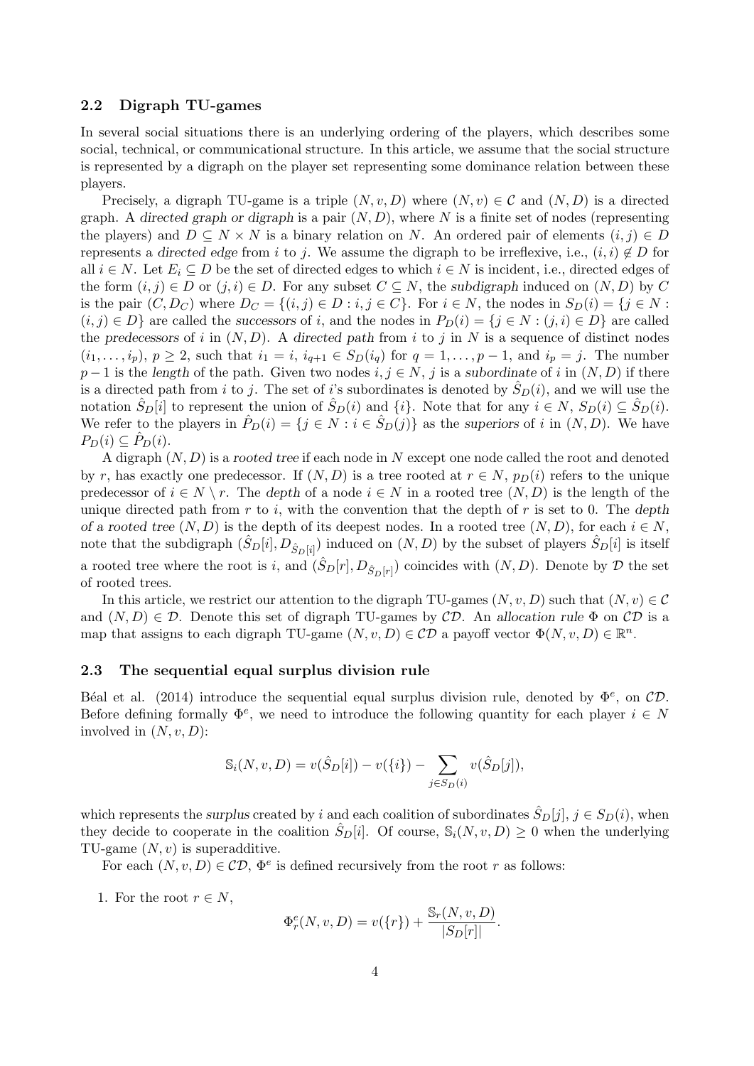### 2.2 Digraph TU-games

In several social situations there is an underlying ordering of the players, which describes some social, technical, or communicational structure. In this article, we assume that the social structure is represented by a digraph on the player set representing some dominance relation between these players.

Precisely, a digraph TU-game is a triple $(N, v, D)$ where $(N, v) \in \mathcal{C}$ and $(N, D)$ is a directed graph. A *directed graph or digraph* is a pair $(N, D)$, where $N$ is a finite set of nodes (representing the players) and $D \subseteq N \times N$ is a binary relation on $N$. An ordered pair of elements $(i, j) \in D$ represents a *directed edge* from $i$ to $j$. We assume the digraph to be irreflexive, i.e., $(i, i) \notin D$ for all $i \in N$. Let $E_i \subseteq D$ be the set of directed edges to which $i \in N$ is incident, i.e., directed edges of the form $(i, j) \in D$ or $(j, i) \in D$. For any subset $C \subseteq N$, the *subdigraph* induced on $(N, D)$ by $C$ is the pair $(C, D_C)$ where $D_C = \{(i, j) \in D : i, j \in C\}$. For $i \in N$, the nodes in $S_D(i) = \{j \in N : (i, j) \in D\}$ are called the *successors* of $i$, and the nodes in $P_D(i) = \{j \in N : (j, i) \in D\}$ are called the *predecessors* of $i$ in $(N, D)$. A *directed path* from $i$ to $j$ in $N$ is a sequence of distinct nodes $(i_1, \ldots, i_p)$, $p \geq 2$, such that $i_1 = i$, $i_{q+1} \in S_D(i_q)$ for $q = 1, \ldots, p-1$, and $i_p = j$. The number $p-1$ is the *length* of the path. Given two nodes $i, j \in N$, $j$ is a *subordinate* of $i$ in $(N, D)$ if there is a directed path from $i$ to $j$. The set of $i$'s subordinates is denoted by $\hat{S}_D(i)$, and we will use the notation $\hat{S}_D[i]$ to represent the union of $\hat{S}_D(i)$ and $\{i\}$. Note that for any $i \in N$, $S_D(i) \subseteq \hat{S}_D(i)$. We refer to the players in $\hat{P}_D(i) = \{j \in N : i \in \hat{S}_D(j)\}$ as the *superiors* of $i$ in $(N, D)$. We have $P_D(i) \subseteq \hat{P}_D(i)$.

A digraph $(N, D)$ is a *rooted tree* if each node in $N$ except one node called the root and denoted by $r$, has exactly one predecessor. If $(N, D)$ is a tree rooted at $r \in N$, $p_D(i)$ refers to the unique predecessor of $i \in N \setminus r$. The *depth* of a node $i \in N$ in a rooted tree $(N, D)$ is the length of the unique directed path from $r$ to $i$, with the convention that the depth of $r$ is set to 0. The *depth of a rooted tree* $(N, D)$ is the depth of its deepest nodes. In a rooted tree $(N, D)$, for each $i \in N$, note that the subdigraph $(\hat{S}_D[i], D_{\hat{S}_D[i]})$ induced on $(N, D)$ by the subset of players $\hat{S}_D[i]$ is itself a rooted tree where the root is $i$, and $(\hat{S}_D[r], D_{\hat{S}_D[r]})$ coincides with $(N, D)$. Denote by $\mathcal{D}$ the set of rooted trees.

In this article, we restrict our attention to the digraph TU-games $(N, v, D)$ such that $(N, v) \in \mathcal{C}$ and $(N, D) \in \mathcal{D}$. Denote this set of digraph TU-games by $\mathcal{CD}$. An *allocation rule* $\Phi$ on $\mathcal{CD}$ is a map that assigns to each digraph TU-game $(N, v, D) \in \mathcal{CD}$ a payoff vector $\Phi(N, v, D) \in \mathbb{R}^n$.

### 2.3 The sequential equal surplus division rule

Béal et al. (2014) introduce the sequential equal surplus division rule, denoted by $\Phi^e$, on $\mathcal{CD}$. Before defining formally $\Phi^e$, we need to introduce the following quantity for each player $i \in N$ involved in $(N, v, D)$:

$$\mathbb{S}_i(N, v, D) = v(\hat{S}_D[i]) - v(\{i\}) - \sum_{j \in S_D(i)} v(\hat{S}_D[j]),$$

which represents the *surplus* created by $i$ and each coalition of subordinates $\hat{S}_D[j]$, $j \in S_D(i)$, when they decide to cooperate in the coalition $\hat{S}_D[i]$. Of course, $\mathbb{S}_i(N, v, D) \geq 0$ when the underlying TU-game $(N, v)$ is superadditive.

For each $(N, v, D) \in \mathcal{CD}$, $\Phi^e$ is defined recursively from the root $r$ as follows:

1. For the root $r \in N$,

$$\Phi^e_r(N, v, D) = v(\{r\}) + \frac{\mathbb{S}_r(N, v, D)}{|S_D[r]|}.$$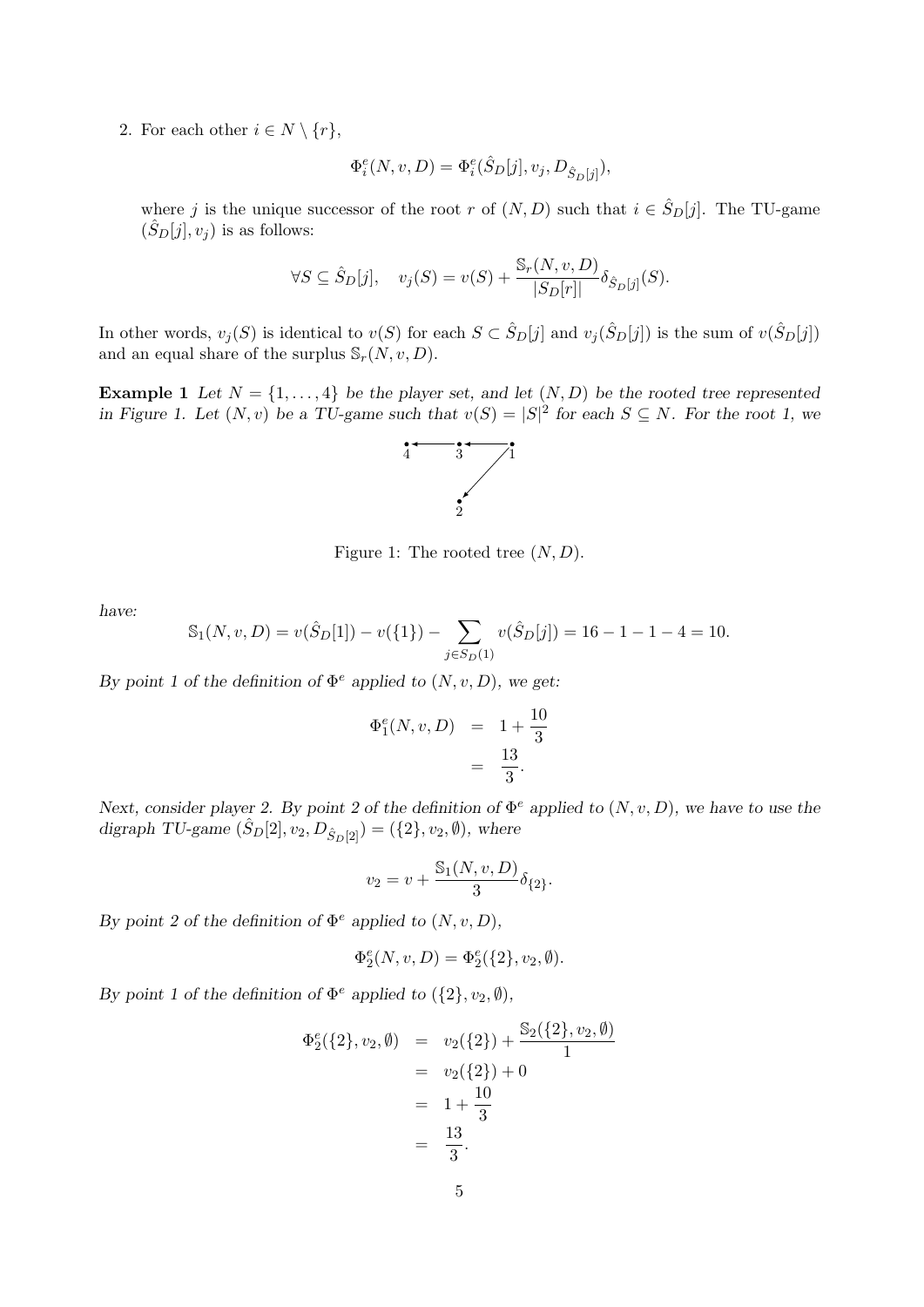2. For each other $i \in N \setminus \{r\}$,

$$\Phi^e_i(N, v, D) = \Phi^e_i(\hat{S}_D[j], v_j, D_{\hat{S}_D[j]}),$$

where $j$ is the unique successor of the root $r$ of $(N, D)$ such that $i \in \hat{S}_D[j]$. The TU-game $(\hat{S}_D[j], v_j)$ is as follows:

$$\forall S \subseteq \hat{S}_D[j], \quad v_j(S) = v(S) + \frac{\mathbb{S}_r(N, v, D)}{|S_D[r]|}\delta_{\hat{S}_D[j]}(S).$$

In other words, $v_j(S)$ is identical to $v(S)$ for each $S \subset \hat{S}_D[j]$ and $v_j(\hat{S}_D[j])$ is the sum of $v(\hat{S}_D[j])$ and an equal share of the surplus $\mathbb{S}_r(N, v, D)$.

**Example 1** *Let $N = \{1, \ldots, 4\}$ be the player set, and let $(N, D)$ be the rooted tree represented in Figure 1. Let $(N, v)$ be a TU-game such that $v(S) = |S|^2$ for each $S \subseteq N$. For the root 1, we*

Figure 1: The rooted tree $(N, D)$.

*have:*

$$\mathbb{S}_1(N, v, D) = v(\hat{S}_D[1]) - v(\{1\}) - \sum_{j \in S_D(1)} v(\hat{S}_D[j]) = 16 - 1 - 1 - 4 = 10.$$

*By point 1 of the definition of $\Phi^e$ applied to $(N, v, D)$, we get:*

$$\begin{aligned}\Phi^e_1(N, v, D) &= 1 + \frac{10}{3} \\ &= \frac{13}{3}.\end{aligned}$$

*Next, consider player 2. By point 2 of the definition of $\Phi^e$ applied to $(N, v, D)$, we have to use the digraph TU-game $(\hat{S}_D[2], v_2, D_{\hat{S}_D[2]}) = (\{2\}, v_2, \emptyset)$, where*

$$v_2 = v + \frac{\mathbb{S}_1(N, v, D)}{3}\delta_{\{2\}}.$$

*By point 2 of the definition of $\Phi^e$ applied to $(N, v, D)$,*

$$\Phi^e_2(N, v, D) = \Phi^e_2(\{2\}, v_2, \emptyset).$$

*By point 1 of the definition of $\Phi^e$ applied to $(\{2\}, v_2, \emptyset)$,*

$$\begin{aligned}\Phi^e_2(\{2\}, v_2, \emptyset) &= v_2(\{2\}) + \frac{\mathbb{S}_2(\{2\}, v_2, \emptyset)}{1} \\ &= v_2(\{2\}) + 0 \\ &= 1 + \frac{10}{3} \\ &= \frac{13}{3}.\end{aligned}$$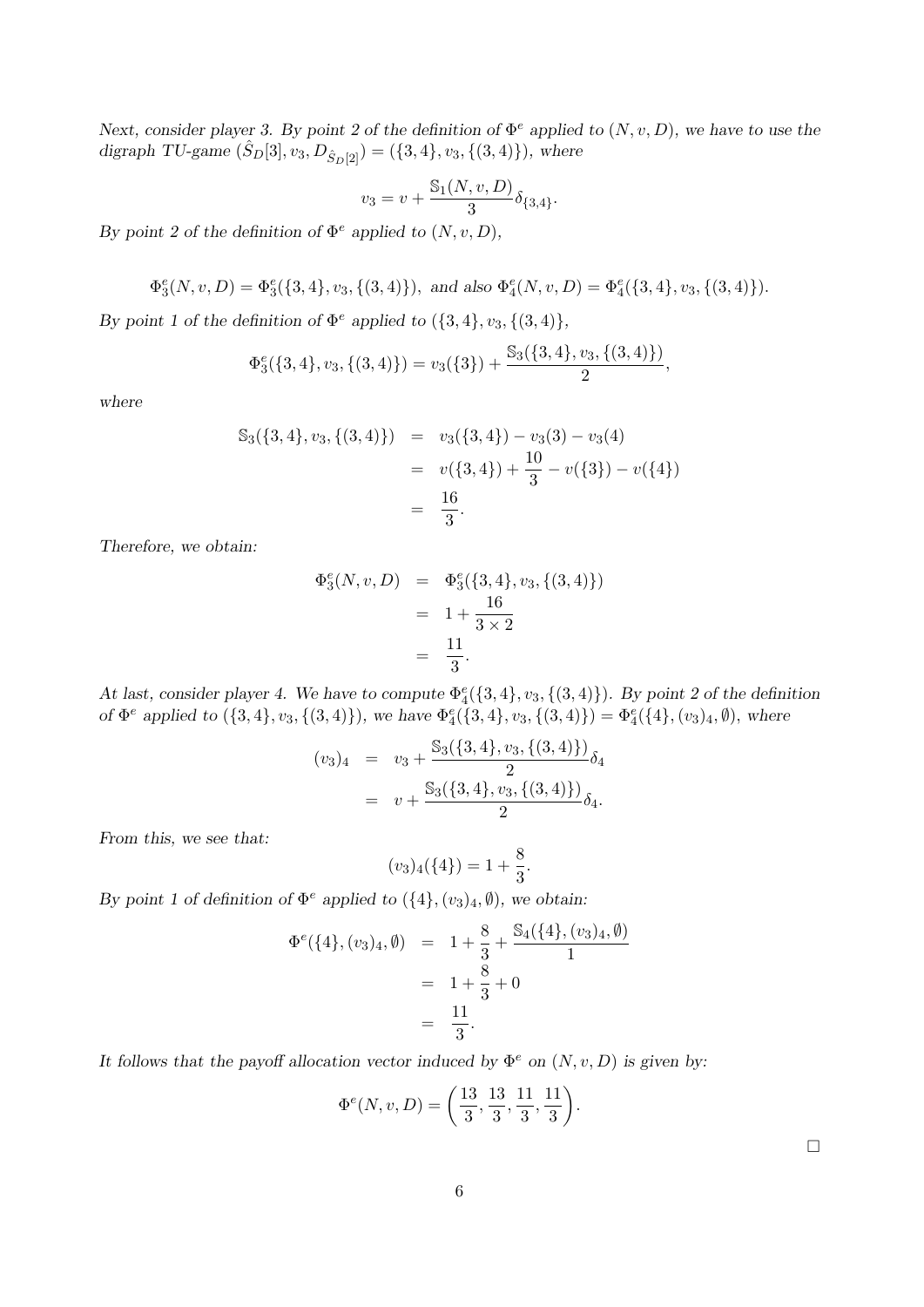*Next, consider player 3. By point 2 of the definition of $\Phi^e$ applied to $(N, v, D)$, we have to use the digraph TU-game $(\hat{S}_D[3], v_3, D_{\hat{S}_D[2]}) = (\{3,4\}, v_3, \{(3,4)\})$, where*

$$v_3 = v + \frac{\mathbb{S}_1(N, v, D)}{3}\delta_{\{3,4\}}.$$

*By point 2 of the definition of $\Phi^e$ applied to $(N, v, D)$,*

$$\Phi^e_3(N, v, D) = \Phi^e_3(\{3,4\}, v_3, \{(3,4)\}), \text{ and also } \Phi^e_4(N, v, D) = \Phi^e_4(\{3,4\}, v_3, \{(3,4)\}).$$

*By point 1 of the definition of $\Phi^e$ applied to $(\{3,4\}, v_3, \{(3,4)\}$,*

$$\Phi^e_3(\{3,4\}, v_3, \{(3,4)\}) = v_3(\{3\}) + \frac{\mathbb{S}_3(\{3,4\}, v_3, \{(3,4)\})}{2},$$

*where*

$$\begin{aligned} \mathbb{S}_3(\{3,4\}, v_3, \{(3,4)\}) &= v_3(\{3,4\}) - v_3(3) - v_3(4) \\ &= v(\{3,4\}) + \frac{10}{3} - v(\{3\}) - v(\{4\}) \\ &= \frac{16}{3}. \end{aligned}$$

*Therefore, we obtain:*

$$\begin{aligned} \Phi^e_3(N, v, D) &= \Phi^e_3(\{3,4\}, v_3, \{(3,4)\}) \\ &= 1 + \frac{16}{3 \times 2} \\ &= \frac{11}{3}. \end{aligned}$$

*At last, consider player 4. We have to compute $\Phi^e_4(\{3,4\}, v_3, \{(3,4)\})$. By point 2 of the definition of $\Phi^e$ applied to $(\{3,4\}, v_3, \{(3,4)\})$, we have $\Phi^e_4(\{3,4\}, v_3, \{(3,4)\}) = \Phi^e_4(\{4\}, (v_3)_4, \emptyset)$, where*

$$\begin{aligned} (v_3)_4 &= v_3 + \frac{\mathbb{S}_3(\{3,4\}, v_3, \{(3,4)\})}{2}\delta_4 \\ &= v + \frac{\mathbb{S}_3(\{3,4\}, v_3, \{(3,4)\})}{2}\delta_4. \end{aligned}$$

*From this, we see that:*

$$(v_3)_4(\{4\}) = 1 + \frac{8}{3}.$$

*By point 1 of definition of $\Phi^e$ applied to $(\{4\}, (v_3)_4, \emptyset)$, we obtain:*

$$\begin{aligned} \Phi^e(\{4\}, (v_3)_4, \emptyset) &= 1 + \frac{8}{3} + \frac{\mathbb{S}_4(\{4\}, (v_3)_4, \emptyset)}{1} \\ &= 1 + \frac{8}{3} + 0 \\ &= \frac{11}{3}. \end{aligned}$$

*It follows that the payoff allocation vector induced by $\Phi^e$ on $(N, v, D)$ is given by:*

$$\Phi^e(N, v, D) = \left(\frac{13}{3}, \frac{13}{3}, \frac{11}{3}, \frac{11}{3}\right).$$

□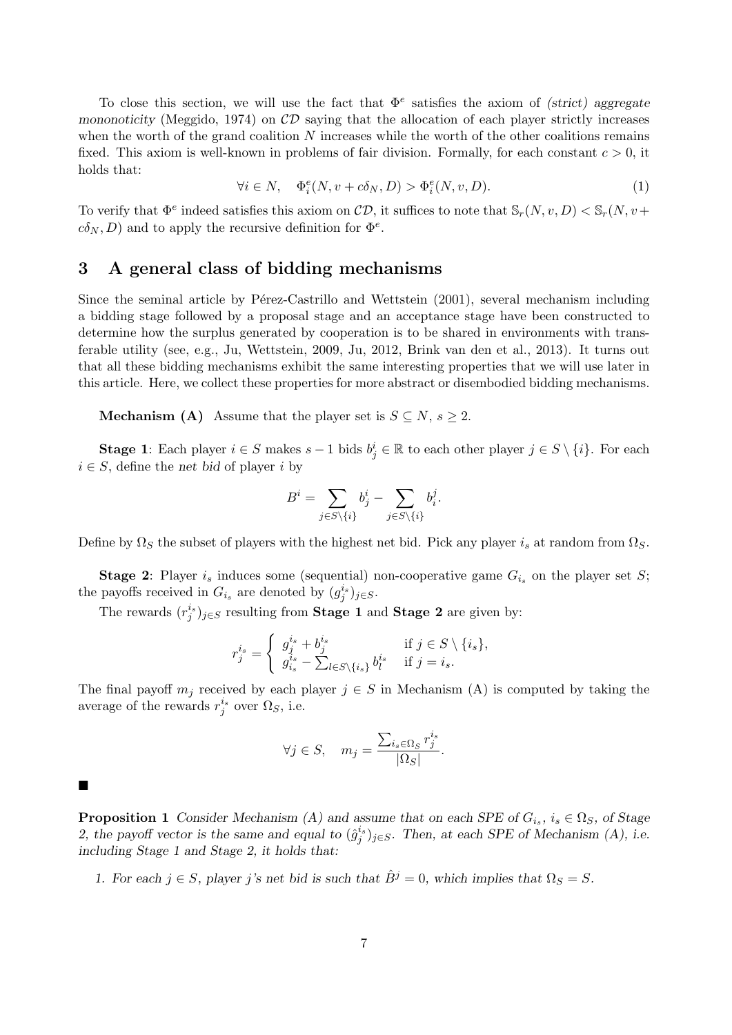To close this section, we will use the fact that $\Phi^e$ satisfies the axiom of *(strict) aggregate mononoticity* (Meggido, 1974) on $\mathcal{CD}$ saying that the allocation of each player strictly increases when the worth of the grand coalition $N$ increases while the worth of the other coalitions remains fixed. This axiom is well-known in problems of fair division. Formally, for each constant $c > 0$, it holds that:

$$\forall i \in N, \quad \Phi^e_i(N, v + c\delta_N, D) > \Phi^e_i(N, v, D). \tag{1}$$

To verify that $\Phi^e$ indeed satisfies this axiom on $\mathcal{CD}$, it suffices to note that $\mathbb{S}_r(N, v, D) < \mathbb{S}_r(N, v + c\delta_N, D)$ and to apply the recursive definition for $\Phi^e$.

## 3 A general class of bidding mechanisms

Since the seminal article by Pérez-Castrillo and Wettstein (2001), several mechanism including a bidding stage followed by a proposal stage and an acceptance stage have been constructed to determine how the surplus generated by cooperation is to be shared in environments with transferable utility (see, e.g., Ju, Wettstein, 2009, Ju, 2012, Brink van den et al., 2013). It turns out that all these bidding mechanisms exhibit the same interesting properties that we will use later in this article. Here, we collect these properties for more abstract or disembodied bidding mechanisms.

**Mechanism (A)** Assume that the player set is $S \subseteq N$, $s \geq 2$.

**Stage 1**: Each player $i \in S$ makes $s - 1$ bids $b^i_j \in \mathbb{R}$ to each other player $j \in S \setminus \{i\}$. For each $i \in S$, define the *net bid* of player $i$ by

$$B^i = \sum_{j \in S \setminus \{i\}} b^i_j - \sum_{j \in S \setminus \{i\}} b^j_i.$$

Define by $\Omega_S$ the subset of players with the highest net bid. Pick any player $i_s$ at random from $\Omega_S$.

**Stage 2**: Player $i_s$ induces some (sequential) non-cooperative game $G_{i_s}$ on the player set $S$; the payoffs received in $G_{i_s}$ are denoted by $(g^{i_s}_j)_{j \in S}$.

The rewards $(r^{i_s}_j)_{j \in S}$ resulting from **Stage 1** and **Stage 2** are given by:

$$r^{i_s}_j = \begin{cases} g^{i_s}_j + b^{i_s}_j & \text{if } j \in S \setminus \{i_s\}, \\ g^{i_s}_{i_s} - \sum_{l \in S \setminus \{i_s\}} b^{i_s}_l & \text{if } j = i_s. \end{cases}$$

The final payoff $m_j$ received by each player $j \in S$ in Mechanism (A) is computed by taking the average of the rewards $r^{i_s}_j$ over $\Omega_S$, i.e.

$$\forall j \in S, \quad m_j = \frac{\sum_{i_s \in \Omega_S} r^{i_s}_j}{|\Omega_S|}.$$

■

**Proposition 1** *Consider Mechanism (A) and assume that on each SPE of $G_{i_s}$, $i_s \in \Omega_S$, of Stage 2, the payoff vector is the same and equal to $(\hat{g}^{i_s}_j)_{j \in S}$. Then, at each SPE of Mechanism (A), i.e. including Stage 1 and Stage 2, it holds that:*

1. *For each $j \in S$, player $j$'s net bid is such that $\hat{B}^j = 0$, which implies that $\Omega_S = S$.*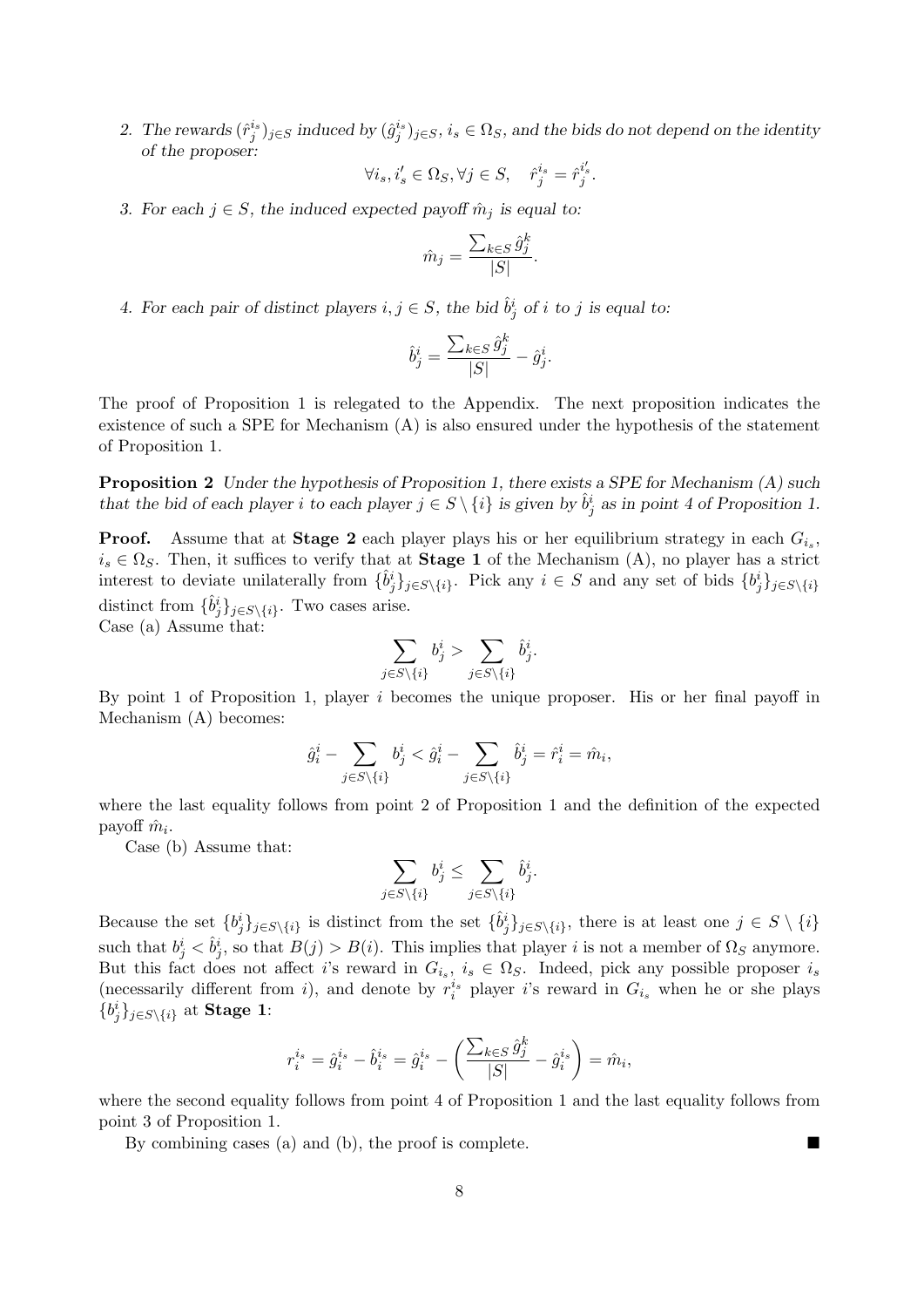2. *The rewards $(\hat{r}^{i_s}_j)_{j\in S}$ induced by $(\hat{g}^{i_s}_j)_{j\in S}$, $i_s \in \Omega_S$, and the bids do not depend on the identity of the proposer:*

$$\forall i_s, i'_s \in \Omega_S, \forall j \in S, \quad \hat{r}^{i_s}_j = \hat{r}^{i'_s}_j.$$

3. *For each $j \in S$, the induced expected payoff $\hat{m}_j$ is equal to:*

$$\hat{m}_j = \frac{\sum_{k\in S} \hat{g}^k_j}{|S|}.$$

4. *For each pair of distinct players $i, j \in S$, the bid $\hat{b}^i_j$ of $i$ to $j$ is equal to:*

$$\hat{b}^i_j = \frac{\sum_{k\in S} \hat{g}^k_j}{|S|} - \hat{g}^i_j.$$

The proof of Proposition 1 is relegated to the Appendix. The next proposition indicates the existence of such a SPE for Mechanism (A) is also ensured under the hypothesis of the statement of Proposition 1.

**Proposition 2** *Under the hypothesis of Proposition 1, there exists a SPE for Mechanism (A) such that the bid of each player $i$ to each player $j \in S \setminus \{i\}$ is given by $\hat{b}^i_j$ as in point 4 of Proposition 1.*

**Proof.** Assume that at **Stage 2** each player plays his or her equilibrium strategy in each $G_{i_s}$, $i_s \in \Omega_S$. Then, it suffices to verify that at **Stage 1** of the Mechanism (A), no player has a strict interest to deviate unilaterally from $\{\hat{b}^i_j\}_{j\in S\setminus\{i\}}$. Pick any $i \in S$ and any set of bids $\{b^i_j\}_{j\in S\setminus\{i\}}$ distinct from $\{\hat{b}^i_j\}_{j\in S\setminus\{i\}}$. Two cases arise.

Case (a) Assume that:

$$\sum_{j\in S\setminus\{i\}} b^i_j > \sum_{j\in S\setminus\{i\}} \hat{b}^i_j.$$

By point 1 of Proposition 1, player $i$ becomes the unique proposer. His or her final payoff in Mechanism (A) becomes:

$$\hat{g}^i_i - \sum_{j\in S\setminus\{i\}} b^i_j < \hat{g}^i_i - \sum_{j\in S\setminus\{i\}} \hat{b}^i_j = \hat{r}^i_i = \hat{m}_i,$$

where the last equality follows from point 2 of Proposition 1 and the definition of the expected payoff $\hat{m}_i$.

Case (b) Assume that:

$$\sum_{j\in S\setminus\{i\}} b^i_j \leq \sum_{j\in S\setminus\{i\}} \hat{b}^i_j.$$

Because the set $\{b^i_j\}_{j\in S\setminus\{i\}}$ is distinct from the set $\{\hat{b}^i_j\}_{j\in S\setminus\{i\}}$, there is at least one $j \in S \setminus \{i\}$ such that $b^i_j < \hat{b}^i_j$, so that $B(j) > B(i)$. This implies that player $i$ is not a member of $\Omega_S$ anymore. But this fact does not affect $i$'s reward in $G_{i_s}$, $i_s \in \Omega_S$. Indeed, pick any possible proposer $i_s$ (necessarily different from $i$), and denote by $r^{i_s}_i$ player $i$'s reward in $G_{i_s}$ when he or she plays $\{b^i_j\}_{j\in S\setminus\{i\}}$ at **Stage 1**:

$$r^{i_s}_i = \hat{g}^{i_s}_i - \hat{b}^{i_s}_i = \hat{g}^{i_s}_i - \left(\frac{\sum_{k\in S} \hat{g}^k_j}{|S|} - \hat{g}^{i_s}_i\right) = \hat{m}_i,$$

where the second equality follows from point 4 of Proposition 1 and the last equality follows from point 3 of Proposition 1.

By combining cases (a) and (b), the proof is complete. ∎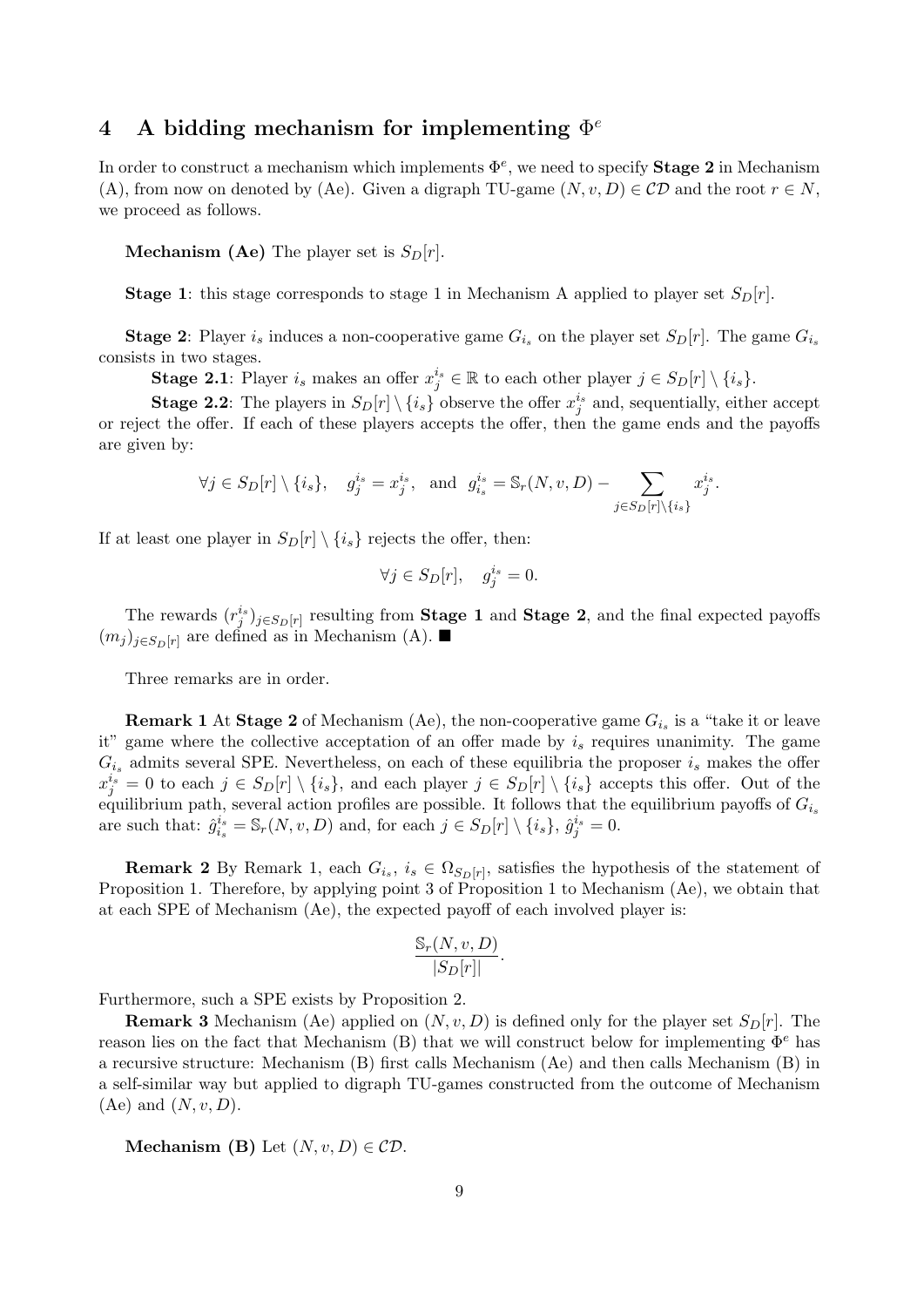## 4 A bidding mechanism for implementing $\Phi^e$

In order to construct a mechanism which implements $\Phi^e$, we need to specify **Stage 2** in Mechanism (A), from now on denoted by (Ae). Given a digraph TU-game $(N, v, D) \in \mathcal{CD}$ and the root $r \in N$, we proceed as follows.

**Mechanism (Ae)** The player set is $S_D[r]$.

**Stage 1**: this stage corresponds to stage 1 in Mechanism A applied to player set $S_D[r]$.

**Stage 2**: Player $i_s$ induces a non-cooperative game $G_{i_s}$ on the player set $S_D[r]$. The game $G_{i_s}$ consists in two stages.

**Stage 2.1**: Player $i_s$ makes an offer $x^{i_s}_j \in \mathbb{R}$ to each other player $j \in S_D[r] \setminus \{i_s\}$.

**Stage 2.2**: The players in $S_D[r] \setminus \{i_s\}$ observe the offer $x^{i_s}_j$ and, sequentially, either accept or reject the offer. If each of these players accepts the offer, then the game ends and the payoffs are given by:

$$\forall j \in S_D[r] \setminus \{i_s\}, \quad g^{i_s}_j = x^{i_s}_j, \quad \text{and} \quad g^{i_s}_{i_s} = \mathbb{S}_r(N, v, D) - \sum_{j \in S_D[r] \setminus \{i_s\}} x^{i_s}_j.$$

If at least one player in $S_D[r] \setminus \{i_s\}$ rejects the offer, then:

$$\forall j \in S_D[r], \quad g^{i_s}_j = 0.$$

The rewards $(r^{i_s}_j)_{j \in S_D[r]}$ resulting from **Stage 1** and **Stage 2**, and the final expected payoffs $(m_j)_{j \in S_D[r]}$ are defined as in Mechanism (A). ■

Three remarks are in order.

**Remark 1** At **Stage 2** of Mechanism (Ae), the non-cooperative game $G_{i_s}$ is a "take it or leave it" game where the collective acceptation of an offer made by $i_s$ requires unanimity. The game $G_{i_s}$ admits several SPE. Nevertheless, on each of these equilibria the proposer $i_s$ makes the offer $x^{i_s}_j = 0$ to each $j \in S_D[r] \setminus \{i_s\}$, and each player $j \in S_D[r] \setminus \{i_s\}$ accepts this offer. Out of the equilibrium path, several action profiles are possible. It follows that the equilibrium payoffs of $G_{i_s}$ are such that: $\hat{g}^{i_s}_{i_s} = \mathbb{S}_r(N, v, D)$ and, for each $j \in S_D[r] \setminus \{i_s\}$, $\hat{g}^{i_s}_j = 0$.

**Remark 2** By Remark 1, each $G_{i_s}$, $i_s \in \Omega_{S_D[r]}$, satisfies the hypothesis of the statement of Proposition 1. Therefore, by applying point 3 of Proposition 1 to Mechanism (Ae), we obtain that at each SPE of Mechanism (Ae), the expected payoff of each involved player is:

$$\frac{\mathbb{S}_r(N, v, D)}{|S_D[r]|}.$$

Furthermore, such a SPE exists by Proposition 2.

**Remark 3** Mechanism (Ae) applied on $(N, v, D)$ is defined only for the player set $S_D[r]$. The reason lies on the fact that Mechanism (B) that we will construct below for implementing $\Phi^e$ has a recursive structure: Mechanism (B) first calls Mechanism (Ae) and then calls Mechanism (B) in a self-similar way but applied to digraph TU-games constructed from the outcome of Mechanism (Ae) and $(N, v, D)$.

**Mechanism (B)** Let $(N, v, D) \in \mathcal{CD}$.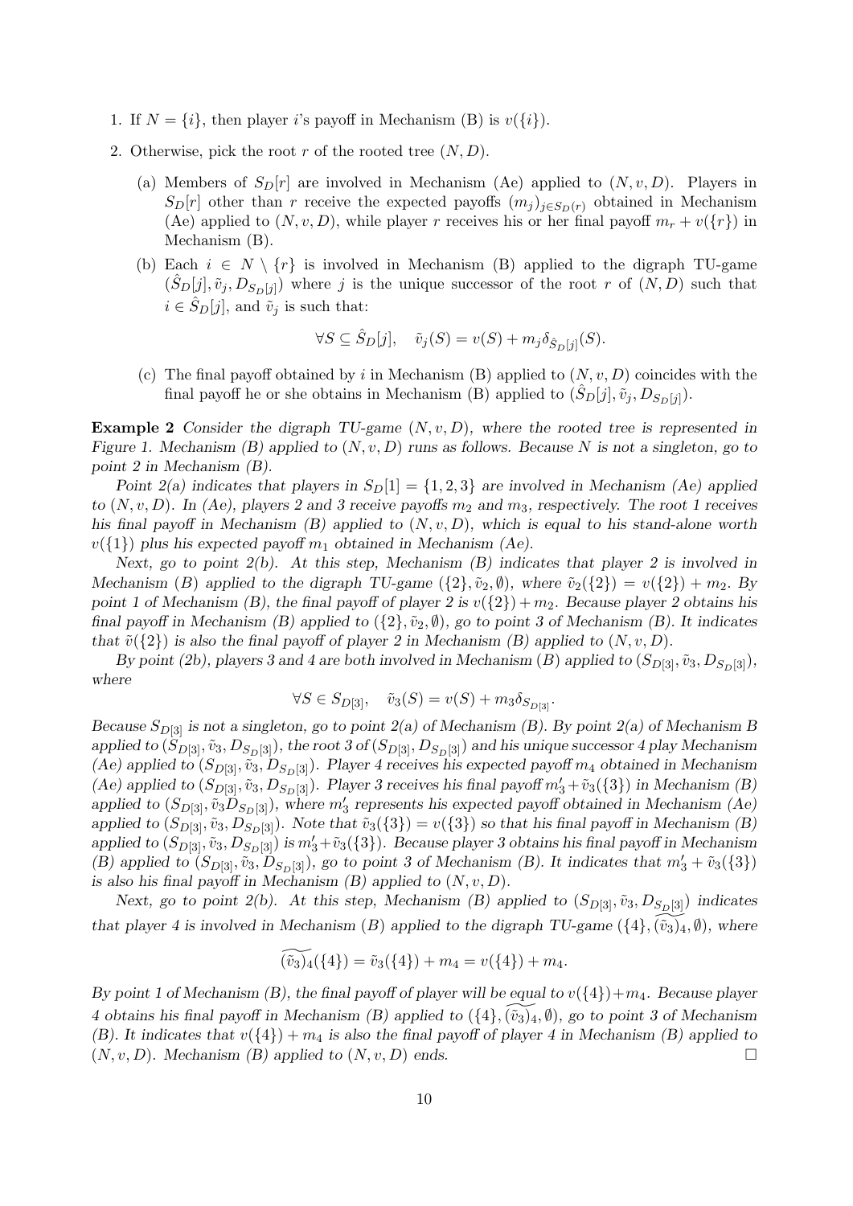1. If $N = \{i\}$, then player $i$'s payoff in Mechanism (B) is $v(\{i\})$.
2. Otherwise, pick the root $r$ of the rooted tree $(N, D)$.
   (a) Members of $S_D[r]$ are involved in Mechanism (Ae) applied to $(N, v, D)$. Players in $S_D[r]$ other than $r$ receive the expected payoffs $(m_j)_{j \in S_D(r)}$ obtained in Mechanism (Ae) applied to $(N, v, D)$, while player $r$ receives his or her final payoff $m_r + v(\{r\})$ in Mechanism (B).
   (b) Each $i \in N \setminus \{r\}$ is involved in Mechanism (B) applied to the digraph TU-game $(\hat{S}_D[j], \tilde{v}_j, D_{S_D[j]})$ where $j$ is the unique successor of the root $r$ of $(N, D)$ such that $i \in \hat{S}_D[j]$, and $\tilde{v}_j$ is such that:

   $$\forall S \subseteq \hat{S}_D[j], \quad \tilde{v}_j(S) = v(S) + m_j \delta_{\hat{S}_D[j]}(S).$$

   (c) The final payoff obtained by $i$ in Mechanism (B) applied to $(N, v, D)$ coincides with the final payoff he or she obtains in Mechanism (B) applied to $(\hat{S}_D[j], \tilde{v}_j, D_{S_D[j]})$.

**Example 2** *Consider the digraph TU-game $(N, v, D)$, where the rooted tree is represented in Figure 1. Mechanism (B) applied to $(N, v, D)$ runs as follows. Because $N$ is not a singleton, go to point 2 in Mechanism (B).*

*Point 2(a) indicates that players in $S_D[1] = \{1, 2, 3\}$ are involved in Mechanism (Ae) applied to $(N, v, D)$. In (Ae), players 2 and 3 receive payoffs $m_2$ and $m_3$, respectively. The root 1 receives his final payoff in Mechanism (B) applied to $(N, v, D)$, which is equal to his stand-alone worth $v(\{1\})$ plus his expected payoff $m_1$ obtained in Mechanism (Ae).*

*Next, go to point 2(b). At this step, Mechanism (B) indicates that player 2 is involved in Mechanism (B) applied to the digraph TU-game $(\{2\}, \tilde{v}_2, \emptyset)$, where $\tilde{v}_2(\{2\}) = v(\{2\}) + m_2$. By point 1 of Mechanism (B), the final payoff of player 2 is $v(\{2\}) + m_2$. Because player 2 obtains his final payoff in Mechanism (B) applied to $(\{2\}, \tilde{v}_2, \emptyset)$, go to point 3 of Mechanism (B). It indicates that $\tilde{v}(\{2\})$ is also the final payoff of player 2 in Mechanism (B) applied to $(N, v, D)$.*

*By point (2b), players 3 and 4 are both involved in Mechanism (B) applied to $(S_{D[3]}, \tilde{v}_3, D_{S_D[3]})$, where*

$$\forall S \in S_{D[3]}, \quad \tilde{v}_3(S) = v(S) + m_3 \delta_{S_{D[3]}}.$$

*Because $S_{D[3]}$ is not a singleton, go to point 2(a) of Mechanism (B). By point 2(a) of Mechanism B applied to $(S_{D[3]}, \tilde{v}_3, D_{S_D[3]})$, the root 3 of $(S_{D[3]}, D_{S_D[3]})$ and his unique successor 4 play Mechanism (Ae) applied to $(S_{D[3]}, \tilde{v}_3, D_{S_D[3]})$. Player 4 receives his expected payoff $m_4$ obtained in Mechanism (Ae) applied to $(S_{D[3]}, \tilde{v}_3, D_{S_D[3]})$. Player 3 receives his final payoff $m'_3 + \tilde{v}_3(\{3\})$ in Mechanism (B) applied to $(S_{D[3]}, \tilde{v}_3 D_{S_D[3]})$, where $m'_3$ represents his expected payoff obtained in Mechanism (Ae) applied to $(S_{D[3]}, \tilde{v}_3, D_{S_D[3]})$. Note that $\tilde{v}_3(\{3\}) = v(\{3\})$ so that his final payoff in Mechanism (B) applied to $(S_{D[3]}, \tilde{v}_3, D_{S_D[3]})$ is $m'_3 + \tilde{v}_3(\{3\})$. Because player 3 obtains his final payoff in Mechanism (B) applied to $(S_{D[3]}, \tilde{v}_3, D_{S_D[3]})$, go to point 3 of Mechanism (B). It indicates that $m'_3 + \tilde{v}_3(\{3\})$ is also his final payoff in Mechanism (B) applied to $(N, v, D)$.*

*Next, go to point 2(b). At this step, Mechanism (B) applied to $(S_{D[3]}, \tilde{v}_3, D_{S_D[3]})$ indicates that player 4 is involved in Mechanism (B) applied to the digraph TU-game $(\{4\}, \widetilde{(\tilde{v}_3)}_4, \emptyset)$, where*

$$\widetilde{(\tilde{v}_3)}_4(\{4\}) = \tilde{v}_3(\{4\}) + m_4 = v(\{4\}) + m_4.$$

*By point 1 of Mechanism (B), the final payoff of player will be equal to $v(\{4\}) + m_4$. Because player 4 obtains his final payoff in Mechanism (B) applied to $(\{4\}, \widetilde{(\tilde{v}_3)}_4, \emptyset)$, go to point 3 of Mechanism (B). It indicates that $v(\{4\}) + m_4$ is also the final payoff of player 4 in Mechanism (B) applied to $(N, v, D)$. Mechanism (B) applied to $(N, v, D)$ ends.* □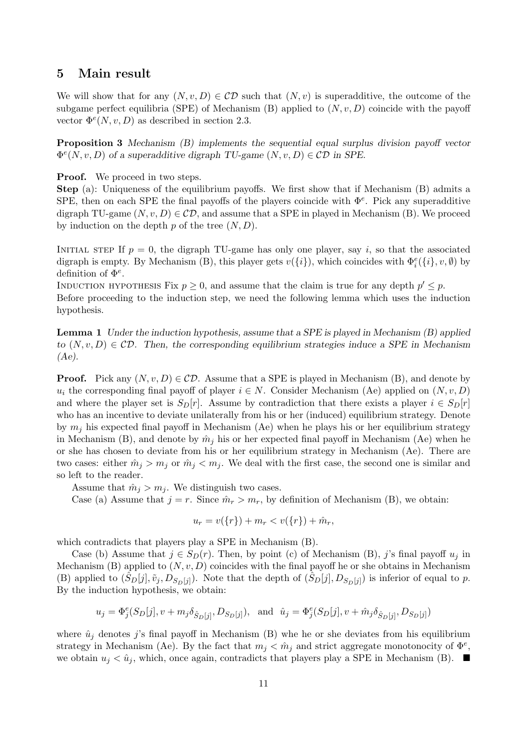## 5 Main result

We will show that for any $(N, v, D) \in \mathcal{CD}$ such that $(N, v)$ is superadditive, the outcome of the subgame perfect equilibria (SPE) of Mechanism (B) applied to $(N, v, D)$ coincide with the payoff vector $\Phi^e(N, v, D)$ as described in section 2.3.

**Proposition 3** *Mechanism (B) implements the sequential equal surplus division payoff vector $\Phi^e(N, v, D)$ of a superadditive digraph TU-game $(N, v, D) \in \mathcal{CD}$ in SPE.*

**Proof.** We proceed in two steps.
**Step** (a): Uniqueness of the equilibrium payoffs. We first show that if Mechanism (B) admits a SPE, then on each SPE the final payoffs of the players coincide with $\Phi^e$. Pick any superadditive digraph TU-game $(N, v, D) \in \mathcal{CD}$, and assume that a SPE in played in Mechanism (B). We proceed by induction on the depth $p$ of the tree $(N, D)$.

Initial step If $p = 0$, the digraph TU-game has only one player, say $i$, so that the associated digraph is empty. By Mechanism (B), this player gets $v(\{i\})$, which coincides with $\Phi^e_i(\{i\}, v, \emptyset)$ by definition of $\Phi^e$.
Induction hypothesis Fix $p \geq 0$, and assume that the claim is true for any depth $p' \leq p$.
Before proceeding to the induction step, we need the following lemma which uses the induction hypothesis.

**Lemma 1** *Under the induction hypothesis, assume that a SPE is played in Mechanism (B) applied to $(N, v, D) \in \mathcal{CD}$. Then, the corresponding equilibrium strategies induce a SPE in Mechanism (Ae).*

**Proof.** Pick any $(N, v, D) \in \mathcal{CD}$. Assume that a SPE is played in Mechanism (B), and denote by $u_i$ the corresponding final payoff of player $i \in N$. Consider Mechanism (Ae) applied on $(N, v, D)$ and where the player set is $S_D[r]$. Assume by contradiction that there exists a player $i \in S_D[r]$ who has an incentive to deviate unilaterally from his or her (induced) equilibrium strategy. Denote by $m_j$ his expected final payoff in Mechanism (Ae) when he plays his or her equilibrium strategy in Mechanism (B), and denote by $\hat{m}_j$ his or her expected final payoff in Mechanism (Ae) when he or she has chosen to deviate from his or her equilibrium strategy in Mechanism (Ae). There are two cases: either $\hat{m}_j > m_j$ or $\hat{m}_j < m_j$. We deal with the first case, the second one is similar and so left to the reader.

Assume that $\hat{m}_j > m_j$. We distinguish two cases.

Case (a) Assume that $j = r$. Since $\hat{m}_r > m_r$, by definition of Mechanism (B), we obtain:

$$u_r = v(\{r\}) + m_r < v(\{r\}) + \hat{m}_r,$$

which contradicts that players play a SPE in Mechanism (B).

Case (b) Assume that $j \in S_D(r)$. Then, by point (c) of Mechanism (B), $j$'s final payoff $u_j$ in Mechanism (B) applied to $(N, v, D)$ coincides with the final payoff he or she obtains in Mechanism (B) applied to $(\hat{S}_D[j], \tilde{v}_j, D_{S_D[j]})$. Note that the depth of $(\hat{S}_D[j], D_{S_D[j]})$ is inferior of equal to $p$. By the induction hypothesis, we obtain:

$$u_j = \Phi^e_j(S_D[j], v + m_j\delta_{\hat{S}_D[j]}, D_{S_D[j]}), \text{ and } \hat{u}_j = \Phi^e_j(S_D[j], v + \hat{m}_j\delta_{\hat{S}_D[j]}, D_{S_D[j]})$$

where $\hat{u}_j$ denotes $j$'s final payoff in Mechanism (B) whe he or she deviates from his equilibrium strategy in Mechanism (Ae). By the fact that $m_j < \hat{m}_j$ and strict aggregate monotonocity of $\Phi^e$, we obtain $u_j < \hat{u}_j$, which, once again, contradicts that players play a SPE in Mechanism (B). ■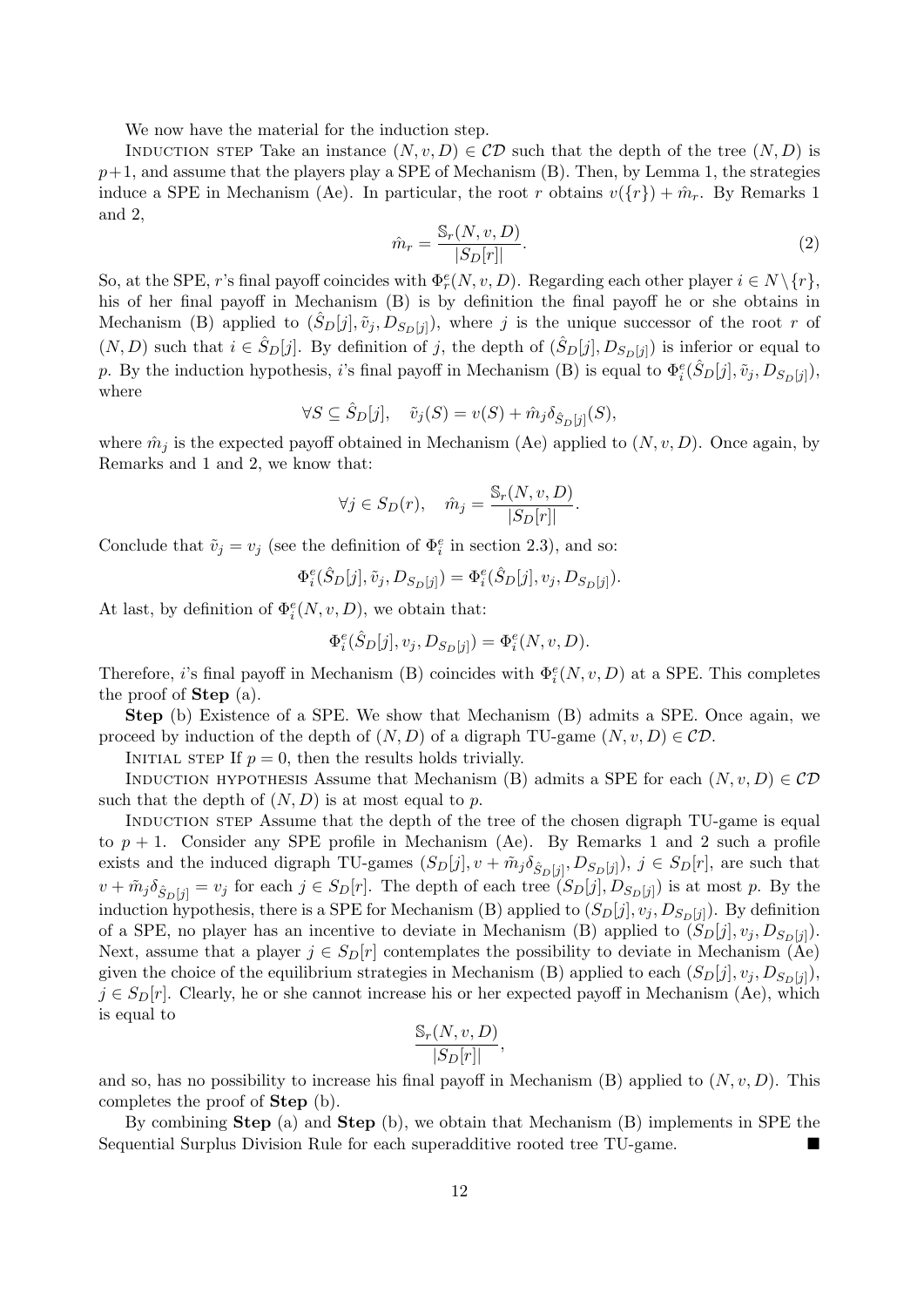We now have the material for the induction step.

Induction step Take an instance $(N, v, D) \in \mathcal{CD}$ such that the depth of the tree $(N, D)$ is $p+1$, and assume that the players play a SPE of Mechanism (B). Then, by Lemma 1, the strategies induce a SPE in Mechanism (Ae). In particular, the root $r$ obtains $v(\{r\}) + \hat{m}_r$. By Remarks 1 and 2,

$$\hat{m}_r = \frac{\mathbb{S}_r(N, v, D)}{|S_D[r]|}. \tag{2}$$

So, at the SPE, $r$'s final payoff coincides with $\Phi^e_r(N, v, D)$. Regarding each other player $i \in N \setminus \{r\}$, his of her final payoff in Mechanism (B) is by definition the final payoff he or she obtains in Mechanism (B) applied to $(\hat{S}_D[j], \tilde{v}_j, D_{S_D[j]})$, where $j$ is the unique successor of the root $r$ of $(N, D)$ such that $i \in \hat{S}_D[j]$. By definition of $j$, the depth of $(\hat{S}_D[j], D_{S_D[j]})$ is inferior or equal to $p$. By the induction hypothesis, $i$'s final payoff in Mechanism (B) is equal to $\Phi^e_i(\hat{S}_D[j], \tilde{v}_j, D_{S_D[j]})$, where

$$\forall S \subseteq \hat{S}_D[j], \quad \tilde{v}_j(S) = v(S) + \hat{m}_j \delta_{\hat{S}_D[j]}(S),$$

where $\hat{m}_j$ is the expected payoff obtained in Mechanism (Ae) applied to $(N, v, D)$. Once again, by Remarks and 1 and 2, we know that:

$$\forall j \in S_D(r), \quad \hat{m}_j = \frac{\mathbb{S}_r(N, v, D)}{|S_D[r]|}.$$

Conclude that $\tilde{v}_j = v_j$ (see the definition of $\Phi^e_i$ in section 2.3), and so:

$$\Phi^e_i(\hat{S}_D[j], \tilde{v}_j, D_{S_D[j]}) = \Phi^e_i(\hat{S}_D[j], v_j, D_{S_D[j]}).$$

At last, by definition of $\Phi^e_i(N, v, D)$, we obtain that:

$$\Phi^e_i(\hat{S}_D[j], v_j, D_{S_D[j]}) = \Phi^e_i(N, v, D).$$

Therefore, $i$'s final payoff in Mechanism (B) coincides with $\Phi^e_i(N, v, D)$ at a SPE. This completes the proof of **Step** (a).

**Step** (b) Existence of a SPE. We show that Mechanism (B) admits a SPE. Once again, we proceed by induction of the depth of $(N, D)$ of a digraph TU-game $(N, v, D) \in \mathcal{CD}$.

Initial step If $p = 0$, then the results holds trivially.

Induction hypothesis Assume that Mechanism (B) admits a SPE for each $(N, v, D) \in \mathcal{CD}$ such that the depth of $(N, D)$ is at most equal to $p$.

Induction step Assume that the depth of the tree of the chosen digraph TU-game is equal to $p + 1$. Consider any SPE profile in Mechanism (Ae). By Remarks 1 and 2 such a profile exists and the induced digraph TU-games $(S_D[j], v + \hat{m}_j \delta_{\hat{S}_D[j]}, D_{S_D[j]})$, $j \in S_D[r]$, are such that $v + \hat{m}_j \delta_{\hat{S}_D[j]} = v_j$ for each $j \in S_D[r]$. The depth of each tree $(S_D[j], D_{S_D[j]})$ is at most $p$. By the induction hypothesis, there is a SPE for Mechanism (B) applied to $(S_D[j], v_j, D_{S_D[j]})$. By definition of a SPE, no player has an incentive to deviate in Mechanism (B) applied to $(S_D[j], v_j, D_{S_D[j]})$. Next, assume that a player $j \in S_D[r]$ contemplates the possibility to deviate in Mechanism (Ae) given the choice of the equilibrium strategies in Mechanism (B) applied to each $(S_D[j], v_j, D_{S_D[j]})$, $j \in S_D[r]$. Clearly, he or she cannot increase his or her expected payoff in Mechanism (Ae), which is equal to

$$\frac{\mathbb{S}_r(N, v, D)}{|S_D[r]|},$$

and so, has no possibility to increase his final payoff in Mechanism (B) applied to $(N, v, D)$. This completes the proof of **Step** (b).

By combining **Step** (a) and **Step** (b), we obtain that Mechanism (B) implements in SPE the Sequential Surplus Division Rule for each superadditive rooted tree TU-game. ■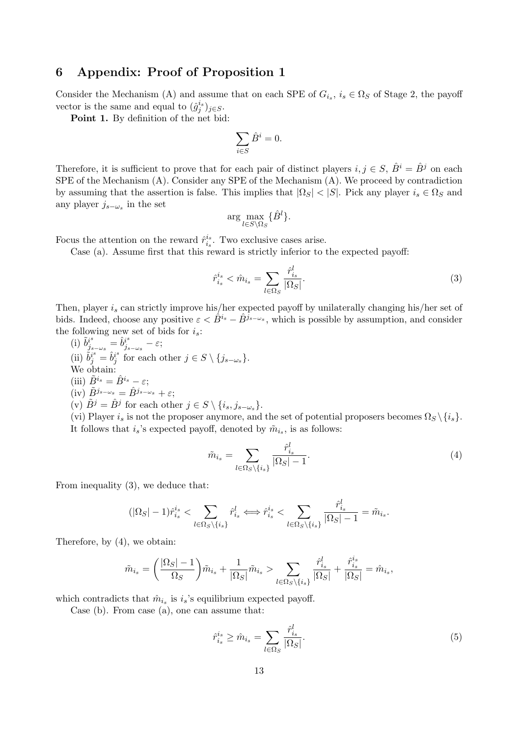## 6 Appendix: Proof of Proposition 1

Consider the Mechanism (A) and assume that on each SPE of $G_{i_s}$, $i_s \in \Omega_S$ of Stage 2, the payoff vector is the same and equal to $(\hat{g}^{i_s}_j)_{j\in S}$.

**Point 1.** By definition of the net bid:

$$\sum_{i\in S} \hat{B}^i = 0.$$

Therefore, it is sufficient to prove that for each pair of distinct players $i, j \in S$, $\hat{B}^i = \hat{B}^j$ on each SPE of the Mechanism (A). Consider any SPE of the Mechanism (A). We proceed by contradiction by assuming that the assertion is false. This implies that $|\Omega_S| < |S|$. Pick any player $i_s \in \Omega_S$ and any player $j_{s-\omega_s}$ in the set

$$\arg\max_{l\in S\setminus\Omega_S} \{\hat{B}^l\}.$$

Focus the attention on the reward $\hat{r}^{i_s}_{i_s}$. Two exclusive cases arise.

Case (a). Assume first that this reward is strictly inferior to the expected payoff:

$$\hat{r}^{i_s}_{i_s} < \hat{m}_{i_s} = \sum_{l\in\Omega_S} \frac{\hat{r}^l_{i_s}}{|\Omega_S|}. \tag{3}$$

Then, player $i_s$ can strictly improve his/her expected payoff by unilaterally changing his/her set of bids. Indeed, choose any positive $\varepsilon < \hat{B}^{i_s} - \hat{B}^{j_{s-\omega_s}}$, which is possible by assumption, and consider the following new set of bids for $i_s$:

(i) $\tilde{b}^{i_s}_{j_{s-\omega_s}} = \hat{b}^{i_s}_{j_{s-\omega_s}} - \varepsilon$;

(ii) $\tilde{b}^{i_s}_j = \hat{b}^{i_s}_j$ for each other $j \in S \setminus \{j_{s-\omega_s}\}$.

We obtain:

(iii) $\tilde{B}^{i_s} = \hat{B}^{i_s} - \varepsilon$;

(iv) $\tilde{B}^{j_{s-\omega_s}} = \hat{B}^{j_{s-\omega_s}} + \varepsilon$;

(v) $\tilde{B}^j = \hat{B}^j$ for each other $j \in S \setminus \{i_s, j_{s-\omega_s}\}$.

(vi) Player $i_s$ is not the proposer anymore, and the set of potential proposers becomes $\Omega_S \setminus \{i_s\}$.

It follows that $i_s$'s expected payoff, denoted by $\tilde{m}_{i_s}$, is as follows:

$$\tilde{m}_{i_s} = \sum_{l\in\Omega_S\setminus\{i_s\}} \frac{\hat{r}^l_{i_s}}{|\Omega_S| - 1}. \tag{4}$$

From inequality (3), we deduce that:

$$(|\Omega_S| - 1)\hat{r}^{i_s}_{i_s} < \sum_{l\in\Omega_S\setminus\{i_s\}} \hat{r}^l_{i_s} \iff \hat{r}^{i_s}_{i_s} < \sum_{l\in\Omega_S\setminus\{i_s\}} \frac{\hat{r}^l_{i_s}}{|\Omega_S| - 1} = \tilde{m}_{i_s}.$$

Therefore, by (4), we obtain:

$$\tilde{m}_{i_s} = \left(\frac{|\Omega_S| - 1}{\Omega_S}\right)\tilde{m}_{i_s} + \frac{1}{|\Omega_S|}\tilde{m}_{i_s} > \sum_{l\in\Omega_S\setminus\{i_s\}} \frac{\hat{r}^l_{i_s}}{|\Omega_S|} + \frac{\hat{r}^{i_s}_{i_s}}{|\Omega_S|} = \hat{m}_{i_s},$$

which contradicts that $\hat{m}_{i_s}$ is $i_s$'s equilibrium expected payoff.

Case (b). From case (a), one can assume that:

$$\hat{r}^{i_s}_{i_s} \geq \hat{m}_{i_s} = \sum_{l\in\Omega_S} \frac{\hat{r}^l_{i_s}}{|\Omega_S|}. \tag{5}$$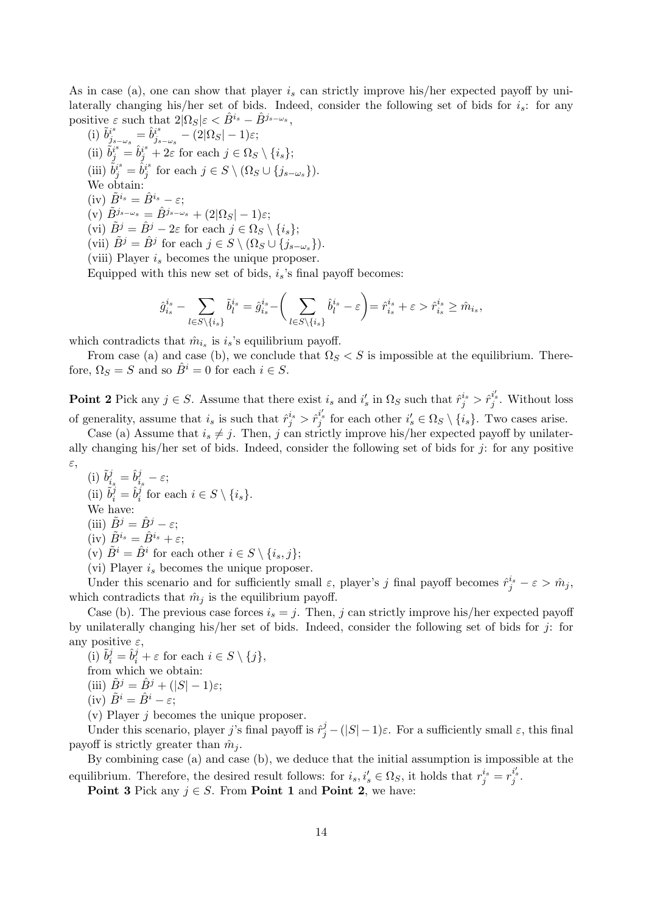As in case (a), one can show that player $i_s$ can strictly improve his/her expected payoff by unilaterally changing his/her set of bids. Indeed, consider the following set of bids for $i_s$: for any positive $\varepsilon$ such that $2|\Omega_S|\varepsilon < \hat{B}^{i_s} - \hat{B}^{j_{s-\omega_s}}$,

(i) $\tilde{b}^{i_s}_{j_{s-\omega_s}} = \hat{b}^{i_s}_{j_{s-\omega_s}} - (2|\Omega_S| - 1)\varepsilon$;

(ii) $\tilde{b}^{i_s}_j = \hat{b}^{i_s}_j + 2\varepsilon$ for each $j \in \Omega_S \setminus \{i_s\}$;

(iii) $\tilde{b}^{i_s}_j = \hat{b}^{i_s}_j$ for each $j \in S \setminus (\Omega_S \cup \{j_{s-\omega_s}\})$.

We obtain:

(iv) $\tilde{B}^{i_s} = \hat{B}^{i_s} - \varepsilon$;

(v) $\tilde{B}^{j_{s-\omega_s}} = \hat{B}^{j_{s-\omega_s}} + (2|\Omega_S| - 1)\varepsilon$;

(vi) $\tilde{B}^j = \hat{B}^j - 2\varepsilon$ for each $j \in \Omega_S \setminus \{i_s\}$;

(vii) $\tilde{B}^j = \hat{B}^j$ for each $j \in S \setminus (\Omega_S \cup \{j_{s-\omega_s}\})$.

(viii) Player $i_s$ becomes the unique proposer.

Equipped with this new set of bids, $i_s$'s final payoff becomes:

$$\hat{g}^{i_s}_{i_s} - \sum_{l \in S \setminus \{i_s\}} \tilde{b}^{i_s}_l = \hat{g}^{i_s}_{i_s} - \Bigg( \sum_{l \in S \setminus \{i_s\}} \hat{b}^{i_s}_l - \varepsilon \Bigg) = \hat{r}^{i_s}_{i_s} + \varepsilon > \hat{r}^{i_s}_{i_s} \geq \hat{m}_{i_s},$$

which contradicts that $\hat{m}_{i_s}$ is $i_s$'s equilibrium payoff.

From case (a) and case (b), we conclude that $\Omega_S < S$ is impossible at the equilibrium. Therefore, $\Omega_S = S$ and so $\hat{B}^i = 0$ for each $i \in S$.

**Point 2** Pick any $j \in S$. Assume that there exist $i_s$ and $i'_s$ in $\Omega_S$ such that $\hat{r}^{i_s}_j > \hat{r}^{i'_s}_j$. Without loss of generality, assume that $i_s$ is such that $\hat{r}^{i_s}_j > \hat{r}^{i'_s}_j$ for each other $i'_s \in \Omega_S \setminus \{i_s\}$. Two cases arise.

Case (a) Assume that $i_s \neq j$. Then, $j$ can strictly improve his/her expected payoff by unilaterally changing his/her set of bids. Indeed, consider the following set of bids for $j$: for any positive $\varepsilon$,

(i) $\tilde{b}^j_{i_s} = \hat{b}^j_{i_s} - \varepsilon$;

(ii) $\tilde{b}^j_i = \hat{b}^j_i$ for each $i \in S \setminus \{i_s\}$.

We have:

(iii) $\tilde{B}^j = \hat{B}^j - \varepsilon$;

(iv) $\tilde{B}^{i_s} = \hat{B}^{i_s} + \varepsilon$;

(v) $\tilde{B}^i = \hat{B}^i$ for each other $i \in S \setminus \{i_s, j\}$;

(vi) Player $i_s$ becomes the unique proposer.

Under this scenario and for sufficiently small $\varepsilon$, player's $j$ final payoff becomes $\hat{r}^{i_s}_j - \varepsilon > \hat{m}_j$, which contradicts that $\hat{m}_j$ is the equilibrium payoff.

Case (b). The previous case forces $i_s = j$. Then, $j$ can strictly improve his/her expected payoff by unilaterally changing his/her set of bids. Indeed, consider the following set of bids for $j$: for any positive $\varepsilon$,

(i) $\tilde{b}^j_i = \hat{b}^j_i + \varepsilon$ for each $i \in S \setminus \{j\}$,

from which we obtain:

(iii) $\tilde{B}^j = \hat{B}^j + (|S| - 1)\varepsilon$;

(iv) $\tilde{B}^i = \hat{B}^i - \varepsilon$;

(v) Player $j$ becomes the unique proposer.

Under this scenario, player $j$'s final payoff is $\hat{r}^j_j - (|S| - 1)\varepsilon$. For a sufficiently small $\varepsilon$, this final payoff is strictly greater than $\hat{m}_j$.

By combining case (a) and case (b), we deduce that the initial assumption is impossible at the equilibrium. Therefore, the desired result follows: for $i_s, i'_s \in \Omega_S$, it holds that $r^{i_s}_j = r^{i'_s}_j$.

**Point 3** Pick any $j \in S$. From **Point 1** and **Point 2**, we have: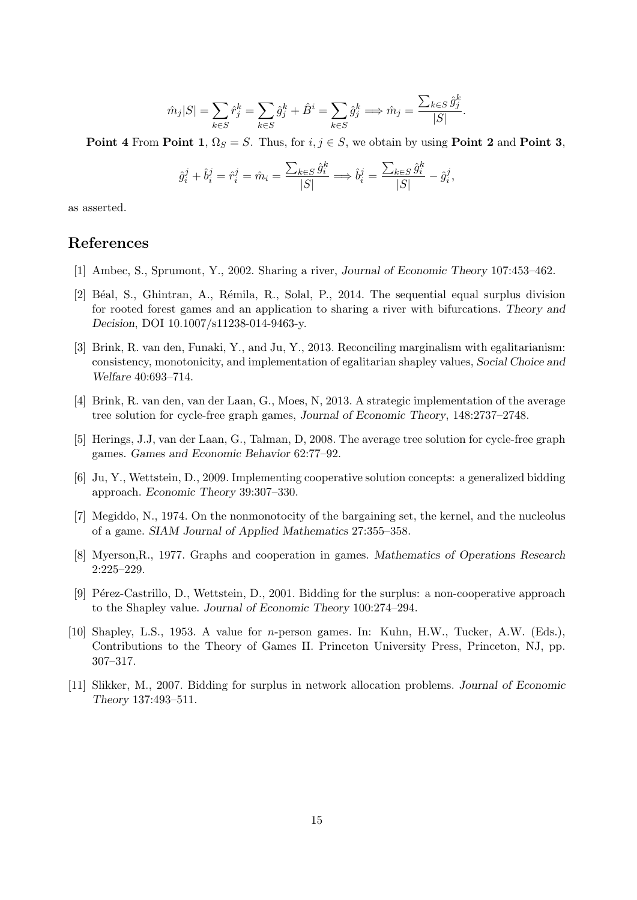$$\hat{m}_j|S| = \sum_{k \in S} \hat{r}_j^k = \sum_{k \in S} \hat{g}_j^k + \hat{B}^i = \sum_{k \in S} \hat{g}_j^k \Longrightarrow \hat{m}_j = \frac{\sum_{k \in S} \hat{g}_j^k}{|S|}.$$

**Point 4** From **Point 1**, $\Omega_S = S$. Thus, for $i, j \in S$, we obtain by using **Point 2** and **Point 3**,

$$\hat{g}_i^j + \hat{b}_i^j = \hat{r}_i^j = \hat{m}_i = \frac{\sum_{k \in S} \hat{g}_i^k}{|S|} \Longrightarrow \hat{b}_i^j = \frac{\sum_{k \in S} \hat{g}_i^k}{|S|} - \hat{g}_i^j,$$

as asserted.

## References

[1] Ambec, S., Sprumont, Y., 2002. Sharing a river, *Journal of Economic Theory* 107:453–462.

[2] Béal, S., Ghintran, A., Rémila, R., Solal, P., 2014. The sequential equal surplus division for rooted forest games and an application to sharing a river with bifurcations. *Theory and Decision*, DOI 10.1007/s11238-014-9463-y.

[3] Brink, R. van den, Funaki, Y., and Ju, Y., 2013. Reconciling marginalism with egalitarianism: consistency, monotonicity, and implementation of egalitarian shapley values, *Social Choice and Welfare* 40:693–714.

[4] Brink, R. van den, van der Laan, G., Moes, N, 2013. A strategic implementation of the average tree solution for cycle-free graph games, *Journal of Economic Theory*, 148:2737–2748.

[5] Herings, J.J, van der Laan, G., Talman, D, 2008. The average tree solution for cycle-free graph games. *Games and Economic Behavior* 62:77–92.

[6] Ju, Y., Wettstein, D., 2009. Implementing cooperative solution concepts: a generalized bidding approach. *Economic Theory* 39:307–330.

[7] Megiddo, N., 1974. On the nonmonotocity of the bargaining set, the kernel, and the nucleolus of a game. *SIAM Journal of Applied Mathematics* 27:355–358.

[8] Myerson,R., 1977. Graphs and cooperation in games. *Mathematics of Operations Research* 2:225–229.

[9] Pérez-Castrillo, D., Wettstein, D., 2001. Bidding for the surplus: a non-cooperative approach to the Shapley value. *Journal of Economic Theory* 100:274–294.

[10] Shapley, L.S., 1953. A value for $n$-person games. In: Kuhn, H.W., Tucker, A.W. (Eds.), Contributions to the Theory of Games II. Princeton University Press, Princeton, NJ, pp. 307–317.

[11] Slikker, M., 2007. Bidding for surplus in network allocation problems. *Journal of Economic Theory* 137:493–511.